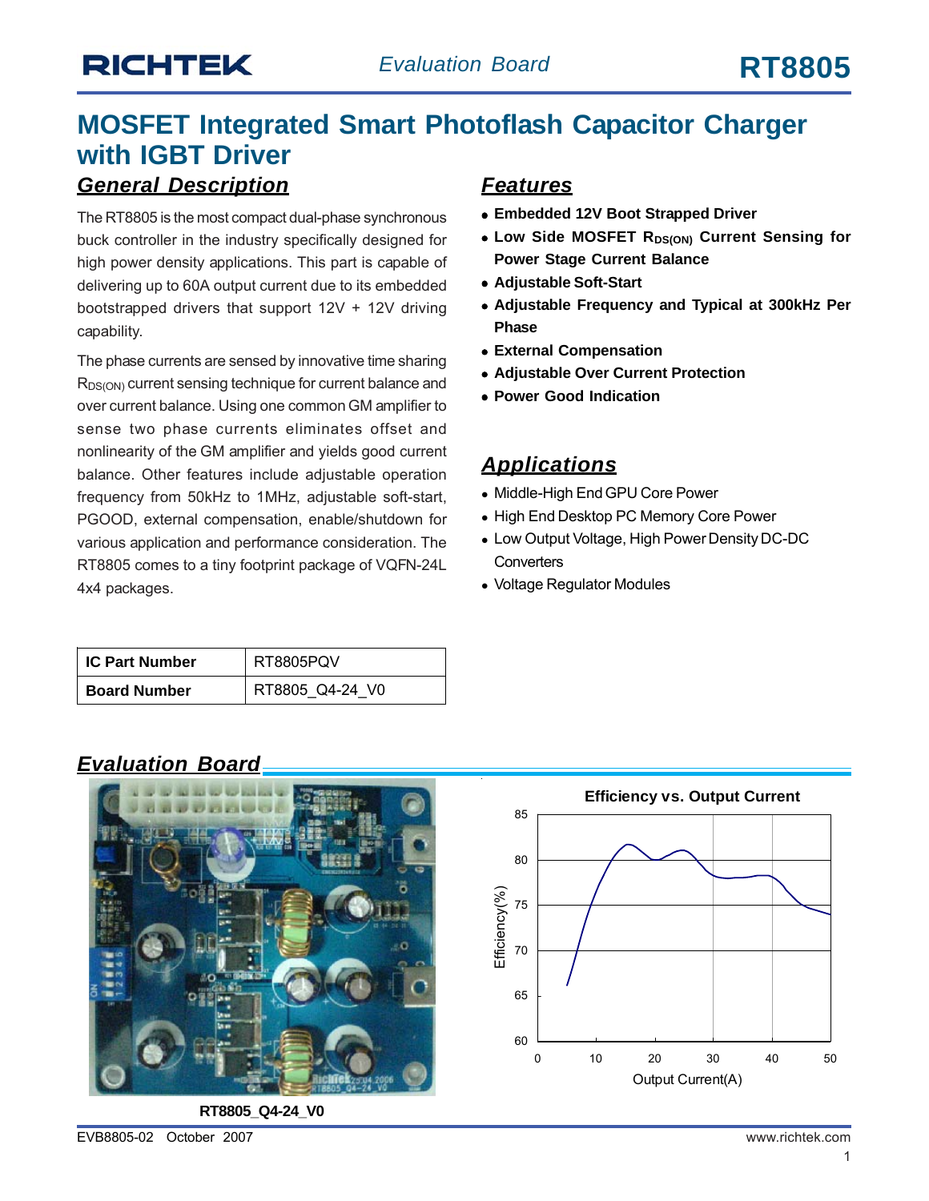# MOSFET Integrated Smart Photoflash Capacitor Charger with IGBT Driver

## General Description

The RT8805 is the most compact dual-phase synchronous buck controller in the industry specifically designed for high power density applications. This part is capable of delivering up to 60A output current due to its embedded bootstrapped drivers that support 12V + 12V driving capability.

The phase currents are sensed by innovative time sharing $R_{DS(ON)}$ current sensing technique for current balance and over current balance. Using one common GM amplifier to sense two phase currents eliminates offset and nonlinearity of the GM amplifier and yields good current balance. Other features include adjustable operation frequency from 50kHz to 1MHz, adjustable soft-start, PGOOD, external compensation, enable/shutdown for various application and performance consideration. The RT8805 comes to a tiny footprint package of VQFN-24L 4x4 packages.

| IC Part Number | RT8805PQV |
|---|---|
| Board Number | RT8805_Q4-24_V0 |

## Features

- **Embedded 12V Boot Strapped Driver**
- **Low Side MOSFET $R_{DS(ON)}$ Current Sensing for Power Stage Current Balance**
- **Adjustable Soft-Start**
- **Adjustable Frequency and Typical at 300kHz Per Phase**
- **External Compensation**
- **Adjustable Over Current Protection**
- **Power Good Indication**

## Applications

- Middle-High End GPU Core Power
- High End Desktop PC Memory Core Power
- Low Output Voltage, High Power Density DC-DC Converters
- Voltage Regulator Modules

## Evaluation Board

RT8805_Q4-24_V0

Efficiency vs. Output Current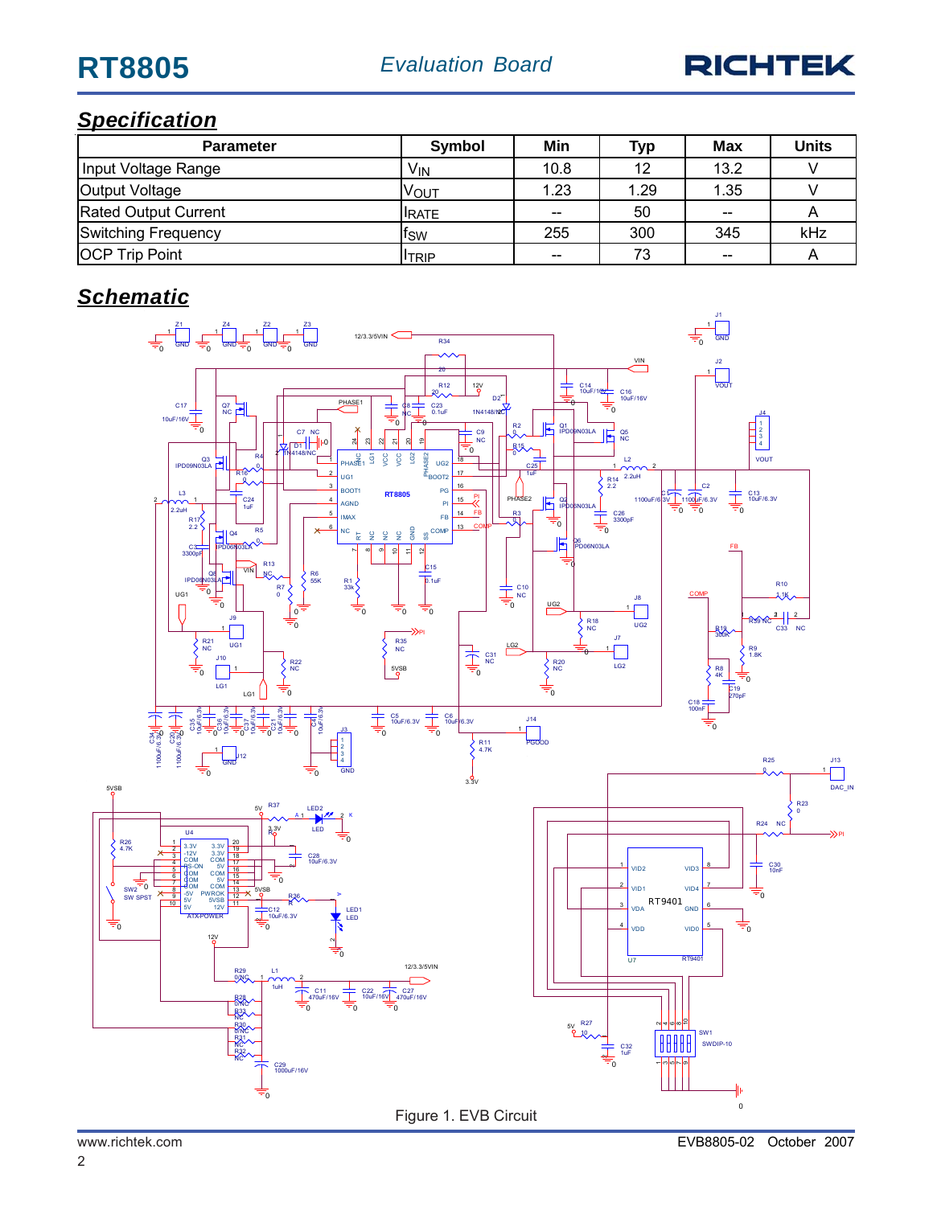## Specification

| Parameter | Symbol | Min | Typ | Max | Units |
|---|---|---|---|---|---|
| Input Voltage Range | $V_{IN}$ | 10.8 | 12 | 13.2 | V |
| Output Voltage | $V_{OUT}$ | 1.23 | 1.29 | 1.35 | V |
| Rated Output Current | $I_{RATE}$ | -- | 50 | -- | A |
| Switching Frequency | $f_{SW}$ | 255 | 300 | 345 | kHz |
| OCP Trip Point | $I_{TRIP}$ | -- | 73 | -- | A |

## Schematic

Figure 1. EVB Circuit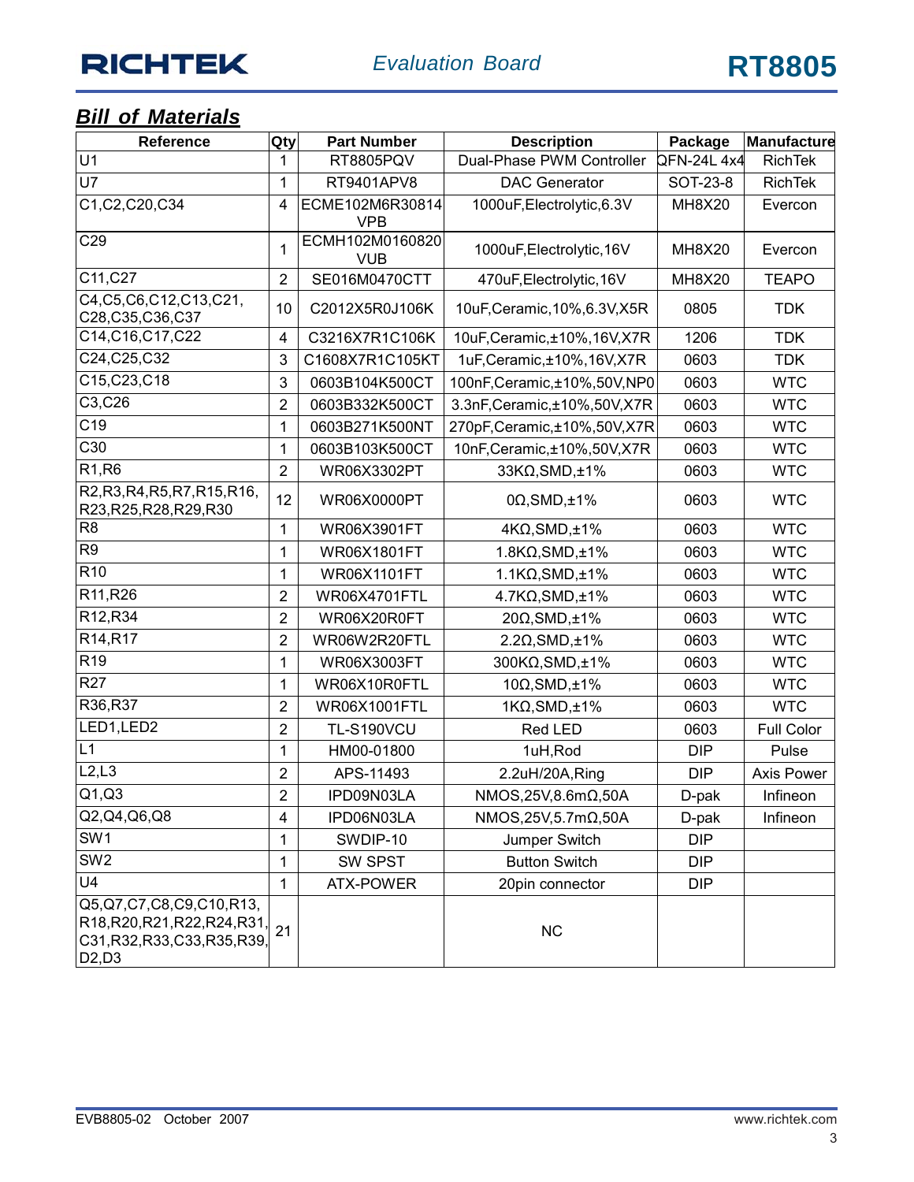## Bill of Materials

| Reference | Qty | Part Number | Description | Package | Manufacture |
|---|---|---|---|---|---|
| U1 | 1 | RT8805PQV | Dual-Phase PWM Controller | QFN-24L 4x4 | RichTek |
| U7 | 1 | RT9401APV8 | DAC Generator | SOT-23-8 | RichTek |
| C1,C2,C20,C34 | 4 | ECME102M6R30814 VPB | 1000uF,Electrolytic,6.3V | MH8X20 | Evercon |
| C29 | 1 | ECMH102M0160820 VUB | 1000uF,Electrolytic,16V | MH8X20 | Evercon |
| C11,C27 | 2 | SE016M0470CTT | 470uF,Electrolytic,16V | MH8X20 | TEAPO |
| C4,C5,C6,C12,C13,C21, C28,C35,C36,C37 | 10 | C2012X5R0J106K | 10uF,Ceramic,10%,6.3V,X5R | 0805 | TDK |
| C14,C16,C17,C22 | 4 | C3216X7R1C106K | 10uF,Ceramic,±10%,16V,X7R | 1206 | TDK |
| C24,C25,C32 | 3 | C1608X7R1C105KT | 1uF,Ceramic,±10%,16V,X7R | 0603 | TDK |
| C15,C23,C18 | 3 | 0603B104K500CT | 100nF,Ceramic,±10%,50V,NP0 | 0603 | WTC |
| C3,C26 | 2 | 0603B332K500CT | 3.3nF,Ceramic,±10%,50V,X7R | 0603 | WTC |
| C19 | 1 | 0603B271K500NT | 270pF,Ceramic,±10%,50V,X7R | 0603 | WTC |
| C30 | 1 | 0603B103K500CT | 10nF,Ceramic,±10%,50V,X7R | 0603 | WTC |
| R1,R6 | 2 | WR06X3302PT | 33KΩ,SMD,±1% | 0603 | WTC |
| R2,R3,R4,R5,R7,R15,R16, R23,R25,R28,R29,R30 | 12 | WR06X0000PT | 0Ω,SMD,±1% | 0603 | WTC |
| R8 | 1 | WR06X3901FT | 4KΩ,SMD,±1% | 0603 | WTC |
| R9 | 1 | WR06X1801FT | 1.8KΩ,SMD,±1% | 0603 | WTC |
| R10 | 1 | WR06X1101FT | 1.1KΩ,SMD,±1% | 0603 | WTC |
| R11,R26 | 2 | WR06X4701FTL | 4.7KΩ,SMD,±1% | 0603 | WTC |
| R12,R34 | 2 | WR06X20R0FT | 20Ω,SMD,±1% | 0603 | WTC |
| R14,R17 | 2 | WR06W2R20FTL | 2.2Ω,SMD,±1% | 0603 | WTC |
| R19 | 1 | WR06X3003FT | 300KΩ,SMD,±1% | 0603 | WTC |
| R27 | 1 | WR06X10R0FTL | 10Ω,SMD,±1% | 0603 | WTC |
| R36,R37 | 2 | WR06X1001FTL | 1KΩ,SMD,±1% | 0603 | WTC |
| LED1,LED2 | 2 | TL-S190VCU | Red LED | 0603 | Full Color |
| L1 | 1 | HM00-01800 | 1uH,Rod | DIP | Pulse |
| L2,L3 | 2 | APS-11493 | 2.2uH/20A,Ring | DIP | Axis Power |
| Q1,Q3 | 2 | IPD09N03LA | NMOS,25V,8.6mΩ,50A | D-pak | Infineon |
| Q2,Q4,Q6,Q8 | 4 | IPD06N03LA | NMOS,25V,5.7mΩ,50A | D-pak | Infineon |
| SW1 | 1 | SWDIP-10 | Jumper Switch | DIP | |
| SW2 | 1 | SW SPST | Button Switch | DIP | |
| U4 | 1 | ATX-POWER | 20pin connector | DIP | |
| Q5,Q7,C7,C8,C9,C10,R13, R18,R20,R21,R22,R24,R31, C31,R32,R33,C33,R35,R39, D2,D3 | 21 | | NC | | |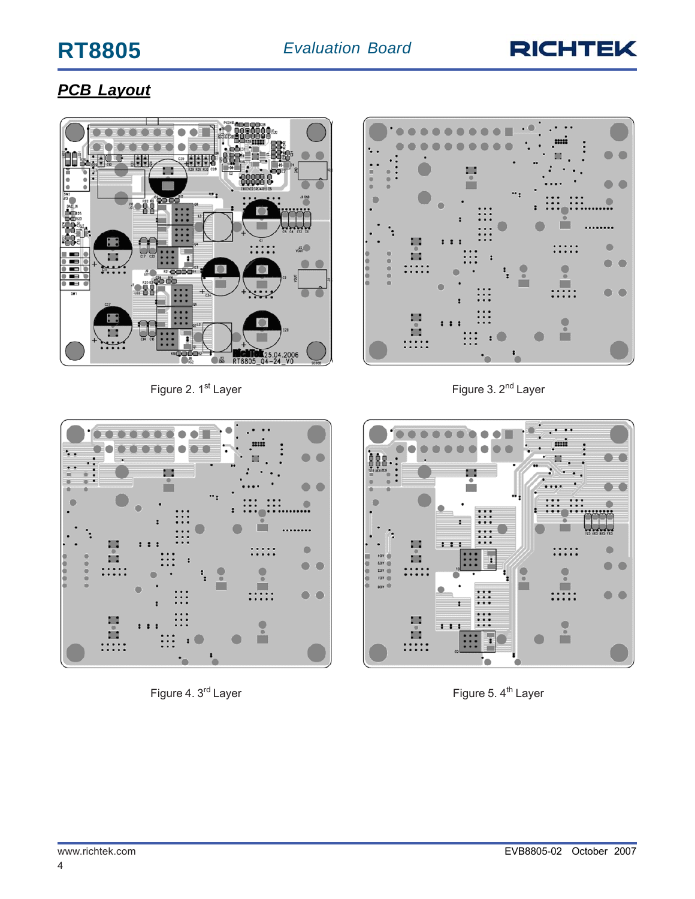## PCB Layout

Figure 2. 1[st] Layer

Figure 3. 2[nd] Layer

Figure 4. 3[rd] Layer

Figure 5. 4[th] Layer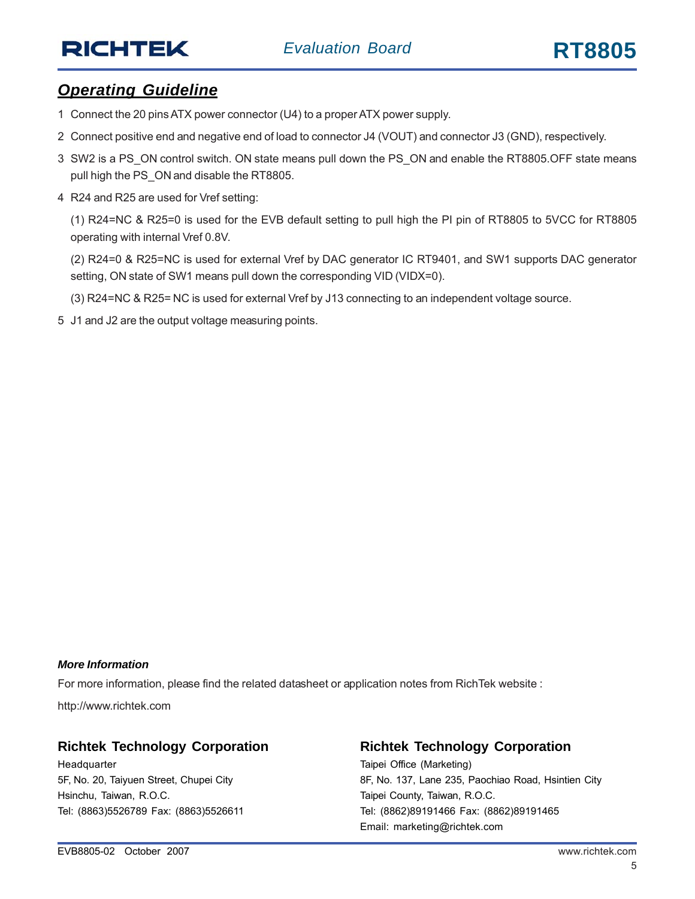## ***Operating Guideline***

1 Connect the 20 pins ATX power connector (U4) to a proper ATX power supply.

2 Connect positive end and negative end of load to connector J4 (VOUT) and connector J3 (GND), respectively.

3 SW2 is a PS_ON control switch. ON state means pull down the PS_ON and enable the RT8805.OFF state means pull high the PS_ON and disable the RT8805.

4 R24 and R25 are used for Vref setting:

(1) R24=NC & R25=0 is used for the EVB default setting to pull high the PI pin of RT8805 to 5VCC for RT8805 operating with internal Vref 0.8V.

(2) R24=0 & R25=NC is used for external Vref by DAC generator IC RT9401, and SW1 supports DAC generator setting, ON state of SW1 means pull down the corresponding VID (VIDX=0).

(3) R24=NC & R25= NC is used for external Vref by J13 connecting to an independent voltage source.

5 J1 and J2 are the output voltage measuring points.

***More Information***

For more information, please find the related datasheet or application notes from RichTek website :

http://www.richtek.com

**Richtek Technology Corporation**

Headquarter
5F, No. 20, Taiyuen Street, Chupei City
Hsinchu, Taiwan, R.O.C.
Tel: (8863)5526789 Fax: (8863)5526611

**Richtek Technology Corporation**

Taipei Office (Marketing)
8F, No. 137, Lane 235, Paochiao Road, Hsintien City
Taipei County, Taiwan, R.O.C.
Tel: (8862)89191466 Fax: (8862)89191465
Email: marketing@richtek.com